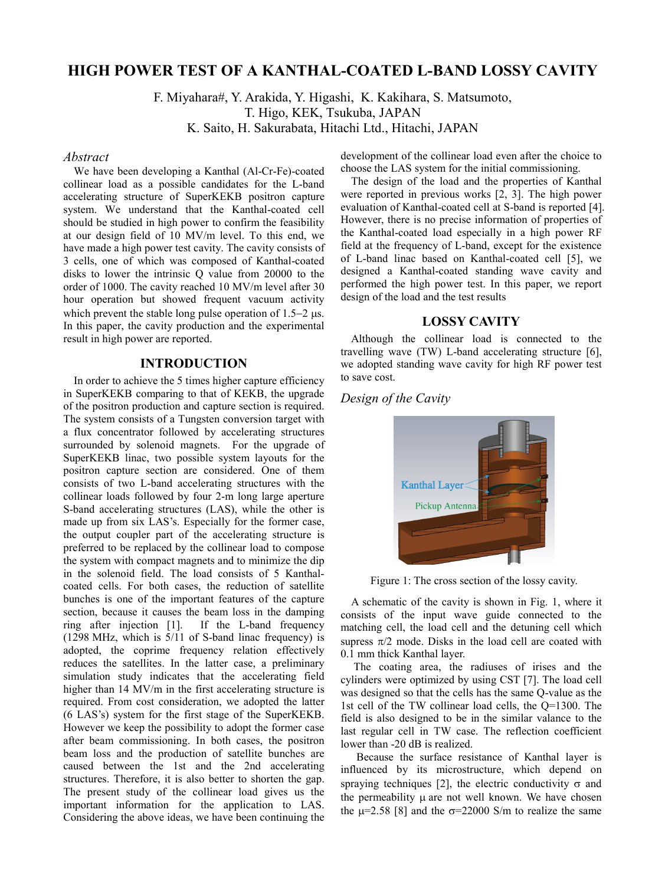# HIGH POWER TEST OF A KANTHAL-COATED L-BAND LOSSY CAVITY

F. Miyahara#, Y. Arakida, Y. Higashi, K. Kakihara, S. Matsumoto, T. Higo, KEK, Tsukuba, JAPAN

K. Saito, H. Sakurabata, Hitachi Ltd., Hitachi, JAPAN

## *Abstract*

We have been developing a Kanthal (Al-Cr-Fe)-coated collinear load as a possible candidates for the L-band accelerating structure of SuperKEKB positron capture system. We understand that the Kanthal-coated cell should be studied in high power to confirm the feasibility at our design field of 10 MV/m level. To this end, we have made a high power test cavity. The cavity consists of 3 cells, one of which was composed of Kanthal-coated disks to lower the intrinsic Q value from 20000 to the order of 1000. The cavity reached 10 MV/m level after 30 hour operation but showed frequent vacuum activity which prevent the stable long pulse operation of 1.5−2 μs. In this paper, the cavity production and the experimental result in high power are reported.

## INTRODUCTION

In order to achieve the 5 times higher capture efficiency in SuperKEKB comparing to that of KEKB, the upgrade of the positron production and capture section is required. The system consists of a Tungsten conversion target with a flux concentrator followed by accelerating structures surrounded by solenoid magnets. For the upgrade of SuperKEKB linac, two possible system layouts for the positron capture section are considered. One of them consists of two L-band accelerating structures with the collinear loads followed by four 2-m long large aperture S-band accelerating structures (LAS), while the other is made up from six LAS's. Especially for the former case, the output coupler part of the accelerating structure is preferred to be replaced by the collinear load to compose the system with compact magnets and to minimize the dip in the solenoid field. The load consists of 5 Kanthal-coated cells. For both cases, the reduction of satellite bunches is one of the important features of the capture section, because it causes the beam loss in the damping ring after injection [1]. If the L-band frequency (1298 MHz, which is 5/11 of S-band linac frequency) is adopted, the coprime frequency relation effectively reduces the satellites. In the latter case, a preliminary simulation study indicates that the accelerating field higher than 14 MV/m in the first accelerating structure is required. From cost consideration, we adopted the latter (6 LAS's) system for the first stage of the SuperKEKB. However we keep the possibility to adopt the former case after beam commissioning. In both cases, the positron beam loss and the production of satellite bunches are caused between the 1st and the 2nd accelerating structures. Therefore, it is also better to shorten the gap. The present study of the collinear load gives us the important information for the application to LAS. Considering the above ideas, we have been continuing the development of the collinear load even after the choice to choose the LAS system for the initial commissioning.

The design of the load and the properties of Kanthal were reported in previous works [2, 3]. The high power evaluation of Kanthal-coated cell at S-band is reported [4]. However, there is no precise information of properties of the Kanthal-coated load especially in a high power RF field at the frequency of L-band, except for the existence of L-band linac based on Kanthal-coated cell [5], we designed a Kanthal-coated standing wave cavity and performed the high power test. In this paper, we report design of the load and the test results

## LOSSY CAVITY

Although the collinear load is connected to the travelling wave (TW) L-band accelerating structure [6], we adopted standing wave cavity for high RF power test to save cost.

### *Design of the Cavity*

Figure 1: The cross section of the lossy cavity.

A schematic of the cavity is shown in Fig. 1, where it consists of the input wave guide connected to the matching cell, the load cell and the detuning cell which supress $\pi/2$ mode. Disks in the load cell are coated with 0.1 mm thick Kanthal layer.

The coating area, the radiuses of irises and the cylinders were optimized by using CST [7]. The load cell was designed so that the cells has the same Q-value as the 1st cell of the TW collinear load cells, the Q=1300. The field is also designed to be in the similar valance to the last regular cell in TW case. The reflection coefficient lower than -20 dB is realized.

Because the surface resistance of Kanthal layer is influenced by its microstructure, which depend on spraying techniques [2], the electric conductivity $\sigma$ and the permeability $\mu$ are not well known. We have chosen the $\mu$=2.58 [8] and the $\sigma$=22000 S/m to realize the same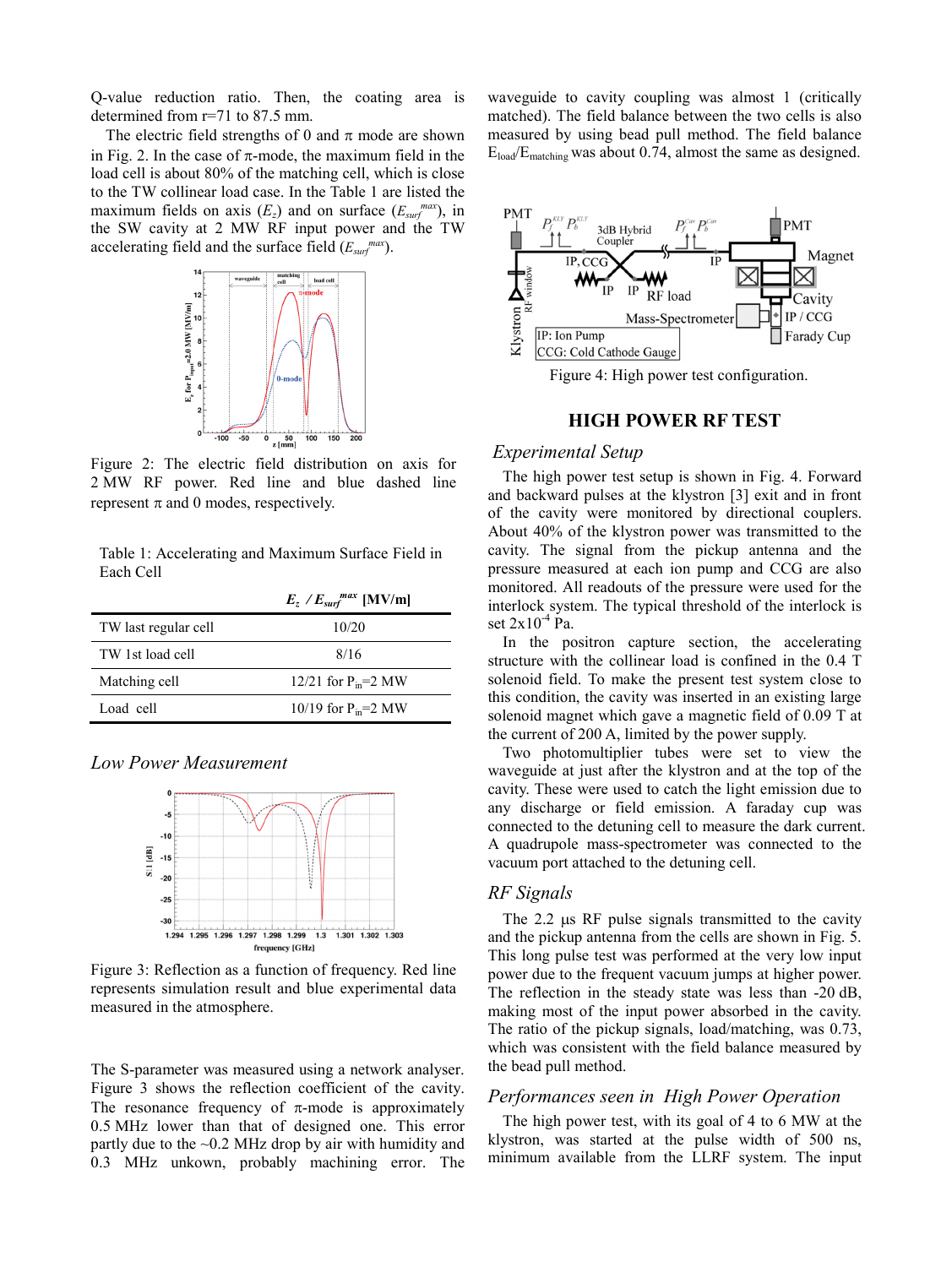Q-value reduction ratio. Then, the coating area is determined from r=71 to 87.5 mm.

The electric field strengths of 0 and π mode are shown in Fig. 2. In the case of π-mode, the maximum field in the load cell is about 80% of the matching cell, which is close to the TW collinear load case. In the Table 1 are listed the maximum fields on axis ($E_z$) and on surface ($E_{surf}^{max}$), in the SW cavity at 2 MW RF input power and the TW accelerating field and the surface field ($E_{surf}^{max}$).

Figure 2: The electric field distribution on axis for 2 MW RF power. Red line and blue dashed line represent π and 0 modes, respectively.

Table 1: Accelerating and Maximum Surface Field in Each Cell

| | $E_z$ / $E_{surf}^{max}$ [MV/m] |
|---|---|
| TW last regular cell | 10/20 |
| TW 1st load cell | 8/16 |
| Matching cell | 12/21 for $P_{in}$=2 MW |
| Load cell | 10/19 for $P_{in}$=2 MW |

### *Low Power Measurement*

Figure 3: Reflection as a function of frequency. Red line represents simulation result and blue experimental data measured in the atmosphere.

The S-parameter was measured using a network analyser. Figure 3 shows the reflection coefficient of the cavity. The resonance frequency of π-mode is approximately 0.5 MHz lower than that of designed one. This error partly due to the ~0.2 MHz drop by air with humidity and 0.3 MHz unkown, probably machining error. The waveguide to cavity coupling was almost 1 (critically matched). The field balance between the two cells is also measured by using bead pull method. The field balance $E_{load}/E_{matching}$ was about 0.74, almost the same as designed.

Figure 4: High power test configuration.

## HIGH POWER RF TEST

### *Experimental Setup*

The high power test setup is shown in Fig. 4. Forward and backward pulses at the klystron [3] exit and in front of the cavity were monitored by directional couplers. About 40% of the klystron power was transmitted to the cavity. The signal from the pickup antenna and the pressure measured at each ion pump and CCG are also monitored. All readouts of the pressure were used for the interlock system. The typical threshold of the interlock is set $2\times10^{-4}$ Pa.

In the positron capture section, the accelerating structure with the collinear load is confined in the 0.4 T solenoid field. To make the present test system close to this condition, the cavity was inserted in an existing large solenoid magnet which gave a magnetic field of 0.09 T at the current of 200 A, limited by the power supply.

Two photomultiplier tubes were set to view the waveguide at just after the klystron and at the top of the cavity. These were used to catch the light emission due to any discharge or field emission. A faraday cup was connected to the detuning cell to measure the dark current. A quadrupole mass-spectrometer was connected to the vacuum port attached to the detuning cell.

### *RF Signals*

The 2.2 μs RF pulse signals transmitted to the cavity and the pickup antenna from the cells are shown in Fig. 5. This long pulse test was performed at the very low input power due to the frequent vacuum jumps at higher power. The reflection in the steady state was less than -20 dB, making most of the input power absorbed in the cavity. The ratio of the pickup signals, load/matching, was 0.73, which was consistent with the field balance measured by the bead pull method.

### *Performances seen in High Power Operation*

The high power test, with its goal of 4 to 6 MW at the klystron, was started at the pulse width of 500 ns, minimum available from the LLRF system. The input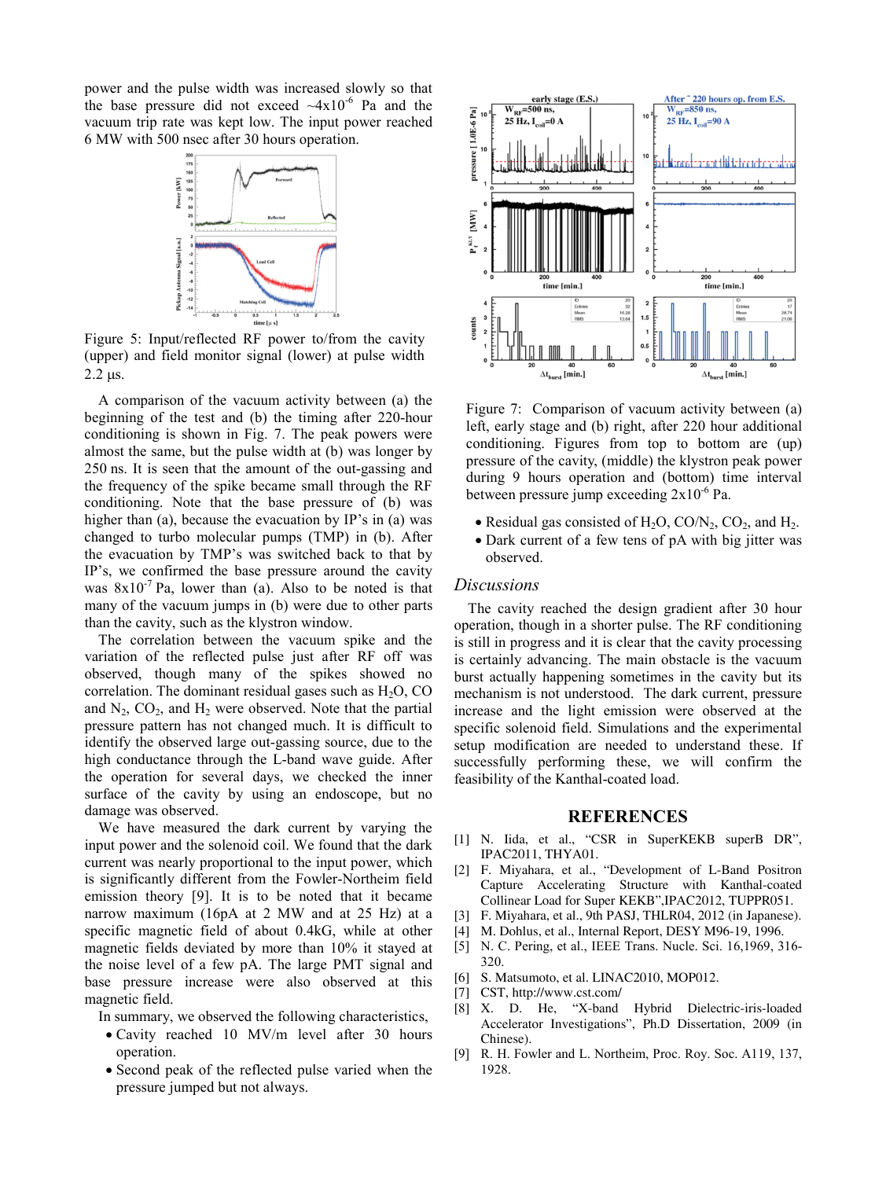power and the pulse width was increased slowly so that the base pressure did not exceed ~4x10$^{-6}$ Pa and the vacuum trip rate was kept low. The input power reached 6 MW with 500 nsec after 30 hours operation.

Figure 5: Input/reflected RF power to/from the cavity (upper) and field monitor signal (lower) at pulse width 2.2 μs.

A comparison of the vacuum activity between (a) the beginning of the test and (b) the timing after 220-hour conditioning is shown in Fig. 7. The peak powers were almost the same, but the pulse width at (b) was longer by 250 ns. It is seen that the amount of the out-gassing and the frequency of the spike became small through the RF conditioning. Note that the base pressure of (b) was higher than (a), because the evacuation by IP's in (a) was changed to turbo molecular pumps (TMP) in (b). After the evacuation by TMP's was switched back to that by IP's, we confirmed the base pressure around the cavity was 8x10$^{-7}$ Pa, lower than (a). Also to be noted is that many of the vacuum jumps in (b) were due to other parts than the cavity, such as the klystron window.

The correlation between the vacuum spike and the variation of the reflected pulse just after RF off was observed, though many of the spikes showed no correlation. The dominant residual gases such as $H_2O$, CO and $N_2$, $CO_2$, and $H_2$ were observed. Note that the partial pressure pattern has not changed much. It is difficult to identify the observed large out-gassing source, due to the high conductance through the L-band wave guide. After the operation for several days, we checked the inner surface of the cavity by using an endoscope, but no damage was observed.

We have measured the dark current by varying the input power and the solenoid coil. We found that the dark current was nearly proportional to the input power, which is significantly different from the Fowler-Northeim field emission theory [9]. It is to be noted that it became narrow maximum (16pA at 2 MW and at 25 Hz) at a specific magnetic field of about 0.4kG, while at other magnetic fields deviated by more than 10% it stayed at the noise level of a few pA. The large PMT signal and base pressure increase were also observed at this magnetic field.

In summary, we observed the following characteristics,

- Cavity reached 10 MV/m level after 30 hours operation.
- Second peak of the reflected pulse varied when the pressure jumped but not always.

Figure 7: Comparison of vacuum activity between (a) left, early stage and (b) right, after 220 hour additional conditioning. Figures from top to bottom are (up) pressure of the cavity, (middle) the klystron peak power during 9 hours operation and (bottom) time interval between pressure jump exceeding 2x10$^{-6}$ Pa.

- Residual gas consisted of $H_2O$, CO/$N_2$, $CO_2$, and $H_2$.
- Dark current of a few tens of pA with big jitter was observed.

## *Discussions*

The cavity reached the design gradient after 30 hour operation, though in a shorter pulse. The RF conditioning is still in progress and it is clear that the cavity processing is certainly advancing. The main obstacle is the vacuum burst actually happening sometimes in the cavity but its mechanism is not understood. The dark current, pressure increase and the light emission were observed at the specific solenoid field. Simulations and the experimental setup modification are needed to understand these. If successfully performing these, we will confirm the feasibility of the Kanthal-coated load.

## REFERENCES

[1] N. Iida, et al., "CSR in SuperKEKB superB DR", IPAC2011, THYA01.

[2] F. Miyahara, et al., "Development of L-Band Positron Capture Accelerating Structure with Kanthal-coated Collinear Load for Super KEKB",IPAC2012, TUPPR051.

[3] F. Miyahara, et al., 9th PASJ, THLR04, 2012 (in Japanese).

[4] M. Dohlus, et al., Internal Report, DESY M96-19, 1996.

[5] N. C. Pering, et al., IEEE Trans. Nucle. Sci. 16,1969, 316-320.

[6] S. Matsumoto, et al. LINAC2010, MOP012.

[7] CST, http://www.cst.com/

[8] X. D. He, "X-band Hybrid Dielectric-iris-loaded Accelerator Investigations", Ph.D Dissertation, 2009 (in Chinese).

[9] R. H. Fowler and L. Northeim, Proc. Roy. Soc. A119, 137, 1928.